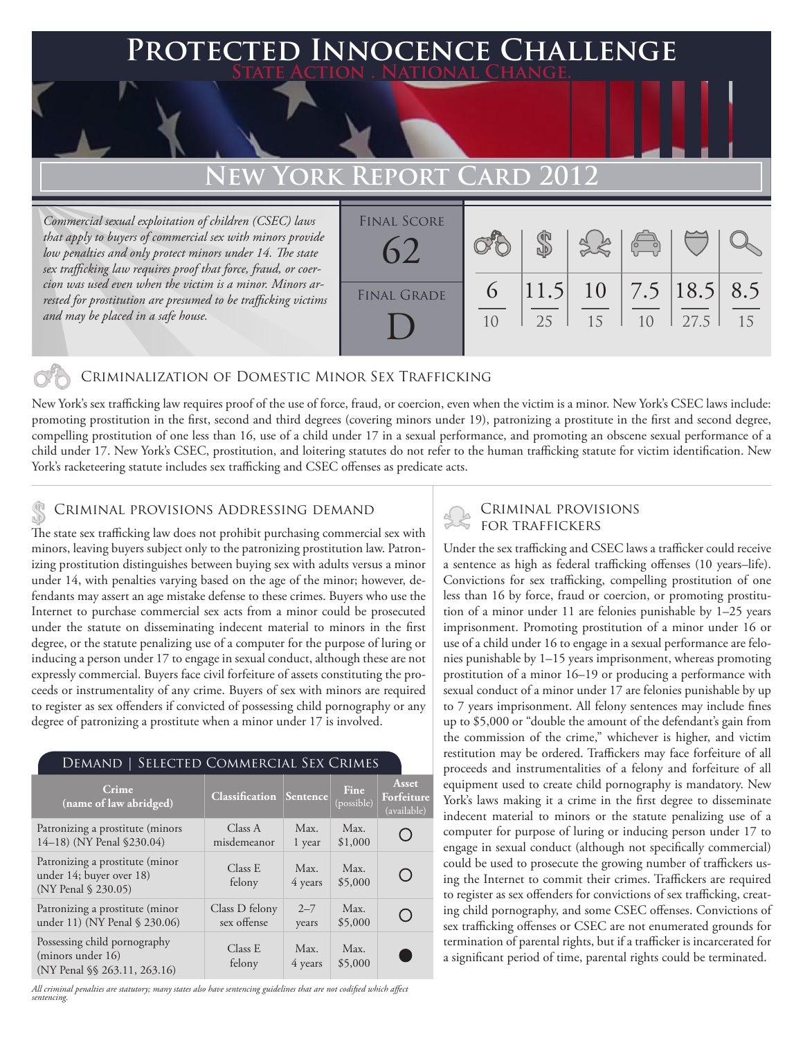# Protected Innocence Challenge

State Action . National Change.

## New York Report Card 2012

*Commercial sexual exploitation of children (CSEC) laws that apply to buyers of commercial sex with minors provide low penalties and only protect minors under 14. The state sex trafficking law requires proof that force, fraud, or coercion was used even when the victim is a minor. Minors arrested for prostitution are presumed to be trafficking victims and may be placed in a safe house.*

| Final Score | | | | | | |
|---|---|---|---|---|---|---|
| 62 | 6/10 | 11.5/25 | 10/15 | 7.5/10 | 18.5/27.5 | 8.5/15 |

**Final Grade:** D

### Criminalization of Domestic Minor Sex Trafficking

New York's sex trafficking law requires proof of the use of force, fraud, or coercion, even when the victim is a minor. New York's CSEC laws include: promoting prostitution in the first, second and third degrees (covering minors under 19), patronizing a prostitute in the first and second degree, compelling prostitution of one less than 16, use of a child under 17 in a sexual performance, and promoting an obscene sexual performance of a child under 17. New York's CSEC, prostitution, and loitering statutes do not refer to the human trafficking statute for victim identification. New York's racketeering statute includes sex trafficking and CSEC offenses as predicate acts.

### Criminal provisions Addressing demand

The state sex trafficking law does not prohibit purchasing commercial sex with minors, leaving buyers subject only to the patronizing prostitution law. Patronizing prostitution distinguishes between buying sex with adults versus a minor under 14, with penalties varying based on the age of the minor; however, defendants may assert an age mistake defense to these crimes. Buyers who use the Internet to purchase commercial sex acts from a minor could be prosecuted under the statute on disseminating indecent material to minors in the first degree, or the statute penalizing use of a computer for the purpose of luring or inducing a person under 17 to engage in sexual conduct, although these are not expressly commercial. Buyers face civil forfeiture of assets constituting the proceeds or instrumentality of any crime. Buyers of sex with minors are required to register as sex offenders if convicted of possessing child pornography or any degree of patronizing a prostitute when a minor under 17 is involved.

#### Demand | Selected Commercial Sex Crimes

| Crime (name of law abridged) | Classification | Sentence | Fine (possible) | Asset Forfeiture (available) |
|---|---|---|---|---|
| Patronizing a prostitute (minors 14–18) (NY Penal §230.04) | Class A misdemeanor | Max. 1 year | Max. $1,000 | ○ |
| Patronizing a prostitute (minor under 14; buyer over 18) (NY Penal § 230.05) | Class E felony | Max. 4 years | Max. $5,000 | ○ |
| Patronizing a prostitute (minor under 11) (NY Penal § 230.06) | Class D felony sex offense | 2–7 years | Max. $5,000 | ○ |
| Possessing child pornography (minors under 16) (NY Penal §§ 263.11, 263.16) | Class E felony | Max. 4 years | Max. $5,000 | ● |

*All criminal penalties are statutory; many states also have sentencing guidelines that are not codified which affect sentencing.*

### Criminal provisions for traffickers

Under the sex trafficking and CSEC laws a trafficker could receive a sentence as high as federal trafficking offenses (10 years–life). Convictions for sex trafficking, compelling prostitution of one less than 16 by force, fraud or coercion, or promoting prostitution of a minor under 11 are felonies punishable by 1–25 years imprisonment. Promoting prostitution of a minor under 16 or use of a child under 16 to engage in a sexual performance are felonies punishable by 1–15 years imprisonment, whereas promoting prostitution of a minor 16–19 or producing a performance with sexual conduct of a minor under 17 are felonies punishable by up to 7 years imprisonment. All felony sentences may include fines up to $5,000 or "double the amount of the defendant's gain from the commission of the crime," whichever is higher, and victim restitution may be ordered. Traffickers may face forfeiture of all proceeds and instrumentalities of a felony and forfeiture of all equipment used to create child pornography is mandatory. New York's laws making it a crime in the first degree to disseminate indecent material to minors or the statute penalizing use of a computer for purpose of luring or inducing person under 17 to engage in sexual conduct (although not specifically commercial) could be used to prosecute the growing number of traffickers using the Internet to commit their crimes. Traffickers are required to register as sex offenders for convictions of sex trafficking, creating child pornography, and some CSEC offenses. Convictions of sex trafficking offenses or CSEC are not enumerated grounds for termination of parental rights, but if a trafficker is incarcerated for a significant period of time, parental rights could be terminated.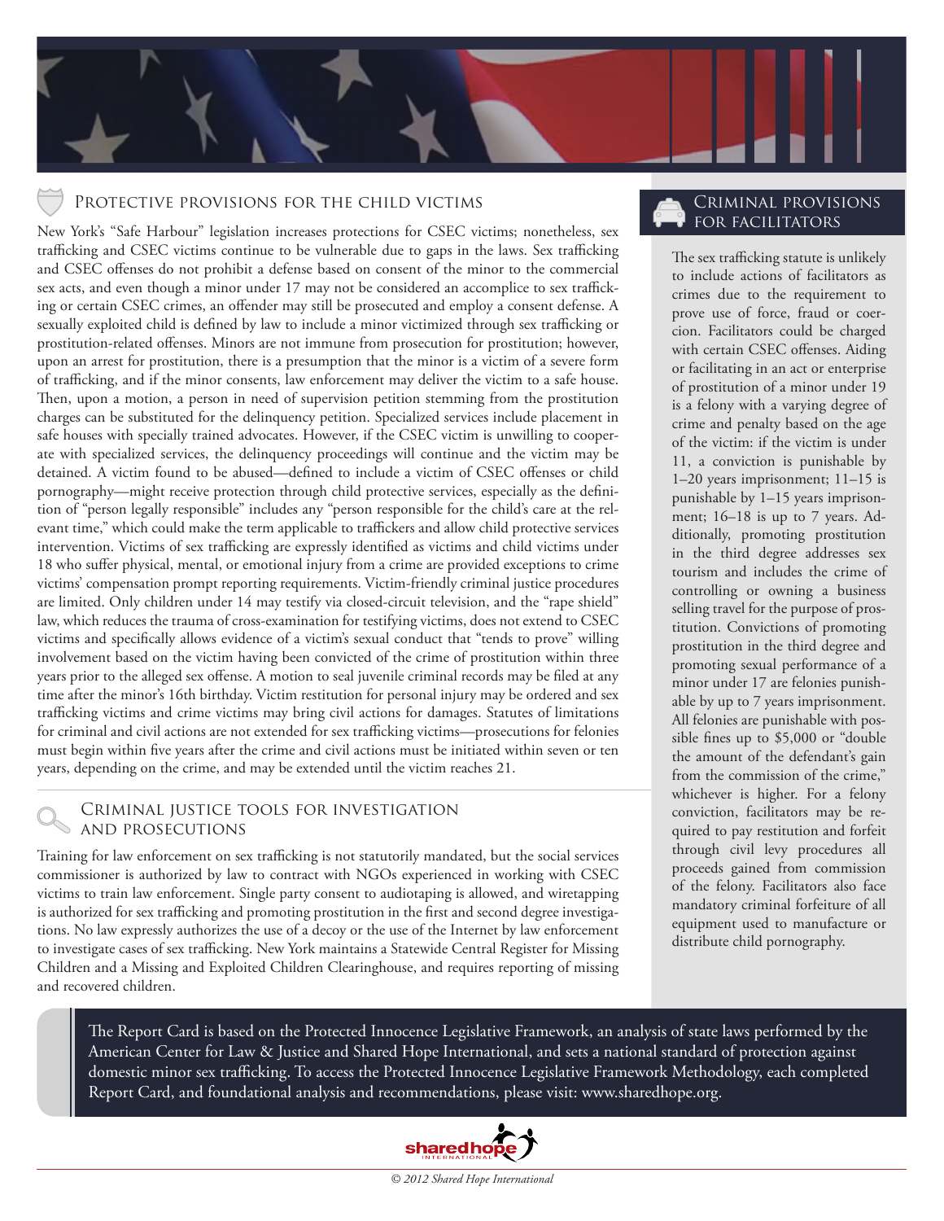## Protective provisions for the child victims

New York's "Safe Harbour" legislation increases protections for CSEC victims; nonetheless, sex trafficking and CSEC victims continue to be vulnerable due to gaps in the laws. Sex trafficking and CSEC offenses do not prohibit a defense based on consent of the minor to the commercial sex acts, and even though a minor under 17 may not be considered an accomplice to sex trafficking or certain CSEC crimes, an offender may still be prosecuted and employ a consent defense. A sexually exploited child is defined by law to include a minor victimized through sex trafficking or prostitution-related offenses. Minors are not immune from prosecution for prostitution; however, upon an arrest for prostitution, there is a presumption that the minor is a victim of a severe form of trafficking, and if the minor consents, law enforcement may deliver the victim to a safe house. Then, upon a motion, a person in need of supervision petition stemming from the prostitution charges can be substituted for the delinquency petition. Specialized services include placement in safe houses with specially trained advocates. However, if the CSEC victim is unwilling to cooperate with specialized services, the delinquency proceedings will continue and the victim may be detained. A victim found to be abused—defined to include a victim of CSEC offenses or child pornography—might receive protection through child protective services, especially as the definition of "person legally responsible" includes any "person responsible for the child's care at the relevant time," which could make the term applicable to traffickers and allow child protective services intervention. Victims of sex trafficking are expressly identified as victims and child victims under 18 who suffer physical, mental, or emotional injury from a crime are provided exceptions to crime victims' compensation prompt reporting requirements. Victim-friendly criminal justice procedures are limited. Only children under 14 may testify via closed-circuit television, and the "rape shield" law, which reduces the trauma of cross-examination for testifying victims, does not extend to CSEC victims and specifically allows evidence of a victim's sexual conduct that "tends to prove" willing involvement based on the victim having been convicted of the crime of prostitution within three years prior to the alleged sex offense. A motion to seal juvenile criminal records may be filed at any time after the minor's 16th birthday. Victim restitution for personal injury may be ordered and sex trafficking victims and crime victims may bring civil actions for damages. Statutes of limitations for criminal and civil actions are not extended for sex trafficking victims—prosecutions for felonies must begin within five years after the crime and civil actions must be initiated within seven or ten years, depending on the crime, and may be extended until the victim reaches 21.

## Criminal justice tools for investigation and prosecutions

Training for law enforcement on sex trafficking is not statutorily mandated, but the social services commissioner is authorized by law to contract with NGOs experienced in working with CSEC victims to train law enforcement. Single party consent to audiotaping is allowed, and wiretapping is authorized for sex trafficking and promoting prostitution in the first and second degree investigations. No law expressly authorizes the use of a decoy or the use of the Internet by law enforcement to investigate cases of sex trafficking. New York maintains a Statewide Central Register for Missing Children and a Missing and Exploited Children Clearinghouse, and requires reporting of missing and recovered children.

## Criminal provisions for facilitators

The sex trafficking statute is unlikely to include actions of facilitators as crimes due to the requirement to prove use of force, fraud or coercion. Facilitators could be charged with certain CSEC offenses. Aiding or facilitating in an act or enterprise of prostitution of a minor under 19 is a felony with a varying degree of crime and penalty based on the age of the victim: if the victim is under 11, a conviction is punishable by 1–20 years imprisonment; 11–15 is punishable by 1–15 years imprisonment; 16–18 is up to 7 years. Additionally, promoting prostitution in the third degree addresses sex tourism and includes the crime of controlling or owning a business selling travel for the purpose of prostitution. Convictions of promoting prostitution in the third degree and promoting sexual performance of a minor under 17 are felonies punishable by up to 7 years imprisonment. All felonies are punishable with possible fines up to $5,000 or "double the amount of the defendant's gain from the commission of the crime," whichever is higher. For a felony conviction, facilitators may be required to pay restitution and forfeit through civil levy procedures all proceeds gained from commission of the felony. Facilitators also face mandatory criminal forfeiture of all equipment used to manufacture or distribute child pornography.

The Report Card is based on the Protected Innocence Legislative Framework, an analysis of state laws performed by the American Center for Law & Justice and Shared Hope International, and sets a national standard of protection against domestic minor sex trafficking. To access the Protected Innocence Legislative Framework Methodology, each completed Report Card, and foundational analysis and recommendations, please visit: www.sharedhope.org.

shared hope INTERNATIONAL

*© 2012 Shared Hope International*